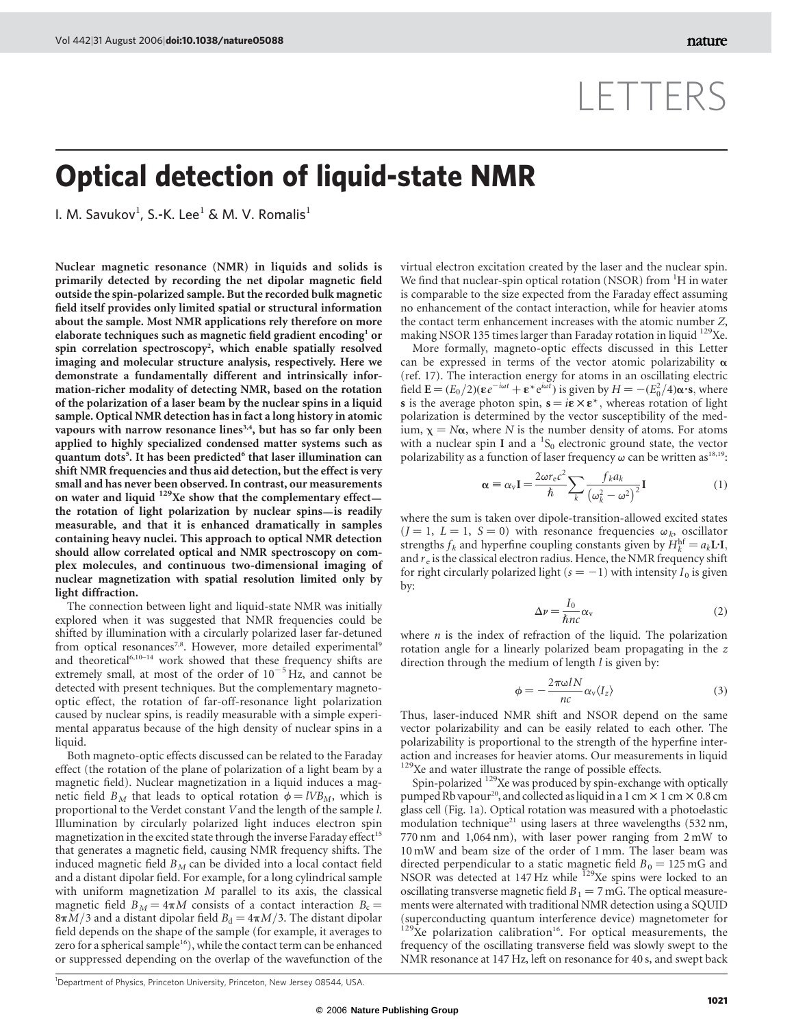LETTERS

# Optical detection of liquid-state NMR

I. M. Savukov[1], S.-K. Lee[1] & M. V. Romalis[1]

**Nuclear magnetic resonance (NMR) in liquids and solids is primarily detected by recording the net dipolar magnetic field outside the spin-polarized sample. But the recorded bulk magnetic field itself provides only limited spatial or structural information about the sample. Most NMR applications rely therefore on more elaborate techniques such as magnetic field gradient encoding[1] or spin correlation spectroscopy[2], which enable spatially resolved imaging and molecular structure analysis, respectively. Here we demonstrate a fundamentally different and intrinsically information-richer modality of detecting NMR, based on the rotation of the polarization of a laser beam by the nuclear spins in a liquid sample. Optical NMR detection has in fact a long history in atomic vapours with narrow resonance lines[3,4], but has so far only been applied to highly specialized condensed matter systems such as quantum dots[5]. It has been predicted[6] that laser illumination can shift NMR frequencies and thus aid detection, but the effect is very small and has never been observed. In contrast, our measurements on water and liquid $^{129}$Xe show that the complementary effect—the rotation of light polarization by nuclear spins—is readily measurable, and that it is enhanced dramatically in samples containing heavy nuclei. This approach to optical NMR detection should allow correlated optical and NMR spectroscopy on complex molecules, and continuous two-dimensional imaging of nuclear magnetization with spatial resolution limited only by light diffraction.**

The connection between light and liquid-state NMR was initially explored when it was suggested that NMR frequencies could be shifted by illumination with a circularly polarized laser far-detuned from optical resonances[7,8]. However, more detailed experimental[9] and theoretical[6,10–14] work showed that these frequency shifts are extremely small, at most of the order of $10^{-5}$ Hz, and cannot be detected with present techniques. But the complementary magneto-optic effect, the rotation of far-off-resonance light polarization caused by nuclear spins, is readily measurable with a simple experimental apparatus because of the high density of nuclear spins in a liquid.

Both magneto-optic effects discussed can be related to the Faraday effect (the rotation of the plane of polarization of a light beam by a magnetic field). Nuclear magnetization in a liquid induces a magnetic field $B_M$ that leads to optical rotation $\phi = lVB_M$, which is proportional to the Verdet constant $V$ and the length of the sample $l$. Illumination by circularly polarized light induces electron spin magnetization in the excited state through the inverse Faraday effect[15] that generates a magnetic field, causing NMR frequency shifts. The induced magnetic field $B_M$ can be divided into a local contact field and a distant dipolar field. For example, for a long cylindrical sample with uniform magnetization $M$ parallel to its axis, the classical magnetic field $B_M = 4\pi M$ consists of a contact interaction $B_c = 8\pi M/3$ and a distant dipolar field $B_d = 4\pi M/3$. The distant dipolar field depends on the shape of the sample (for example, it averages to zero for a spherical sample[16]), while the contact term can be enhanced or suppressed depending on the overlap of the wavefunction of the virtual electron excitation created by the laser and the nuclear spin. We find that nuclear-spin optical rotation (NSOR) from $^1$H in water is comparable to the size expected from the Faraday effect assuming no enhancement of the contact interaction, while for heavier atoms the contact term enhancement increases with the atomic number $Z$, making NSOR 135 times larger than Faraday rotation in liquid $^{129}$Xe.

More formally, magneto-optic effects discussed in this Letter can be expressed in terms of the vector atomic polarizability $\boldsymbol{\alpha}$ (ref. 17). The interaction energy for atoms in an oscillating electric field $\mathbf{E} = (E_0/2)(\boldsymbol{\varepsilon} e^{-i\omega t} + \boldsymbol{\varepsilon}^* e^{i\omega t})$ is given by $H = -(E_0^2/4)\boldsymbol{\alpha}\cdot\mathbf{s}$, where $\mathbf{s}$ is the average photon spin, $\mathbf{s} = i\boldsymbol{\varepsilon}\times\boldsymbol{\varepsilon}^*$, whereas rotation of light polarization is determined by the vector susceptibility of the medium, $\boldsymbol{\chi} = N\boldsymbol{\alpha}$, where $N$ is the number density of atoms. For atoms with a nuclear spin $\mathbf{I}$ and a $^1S_0$ electronic ground state, the vector polarizability as a function of laser frequency $\omega$ can be written as[18,19]:

$$\boldsymbol{\alpha} \equiv \alpha_v \mathbf{I} = \frac{2\omega r_e c^2}{\hbar}\sum_k \frac{f_k a_k}{\left(\omega_k^2 - \omega^2\right)^2}\mathbf{I} \tag{1}$$

where the sum is taken over dipole-transition-allowed excited states ($J = 1$, $L = 1$, $S = 0$) with resonance frequencies $\omega_k$, oscillator strengths $f_k$ and hyperfine coupling constants given by $H_k^{\mathrm{hf}} = a_k \mathbf{L}\cdot\mathbf{I}$, and $r_e$ is the classical electron radius. Hence, the NMR frequency shift for right circularly polarized light ($s = -1$) with intensity $I_0$ is given by:

$$\Delta\nu = \frac{I_0}{\hbar n c}\alpha_v \tag{2}$$

where $n$ is the index of refraction of the liquid. The polarization rotation angle for a linearly polarized beam propagating in the $z$ direction through the medium of length $l$ is given by:

$$\phi = -\frac{2\pi\omega l N}{nc}\alpha_v\langle I_z\rangle \tag{3}$$

Thus, laser-induced NMR shift and NSOR depend on the same vector polarizability and can be easily related to each other. The polarizability is proportional to the strength of the hyperfine interaction and increases for heavier atoms. Our measurements in liquid $^{129}$Xe and water illustrate the range of possible effects.

Spin-polarized $^{129}$Xe was produced by spin-exchange with optically pumped Rb vapour[20], and collected as liquid in a 1 cm × 1 cm × 0.8 cm glass cell (Fig. 1a). Optical rotation was measured with a photoelastic modulation technique[21] using lasers at three wavelengths (532 nm, 770 nm and 1,064 nm), with laser power ranging from 2 mW to 10 mW and beam size of the order of 1 mm. The laser beam was directed perpendicular to a static magnetic field $B_0 = 125$ mG and NSOR was detected at 147 Hz while $^{129}$Xe spins were locked to an oscillating transverse magnetic field $B_1 = 7$ mG. The optical measurements were alternated with traditional NMR detection using a SQUID (superconducting quantum interference device) magnetometer for $^{129}$Xe polarization calibration[16]. For optical measurements, the frequency of the oscillating transverse field was slowly swept to the NMR resonance at 147 Hz, left on resonance for 40 s, and swept back

[1]Department of Physics, Princeton University, Princeton, New Jersey 08544, USA.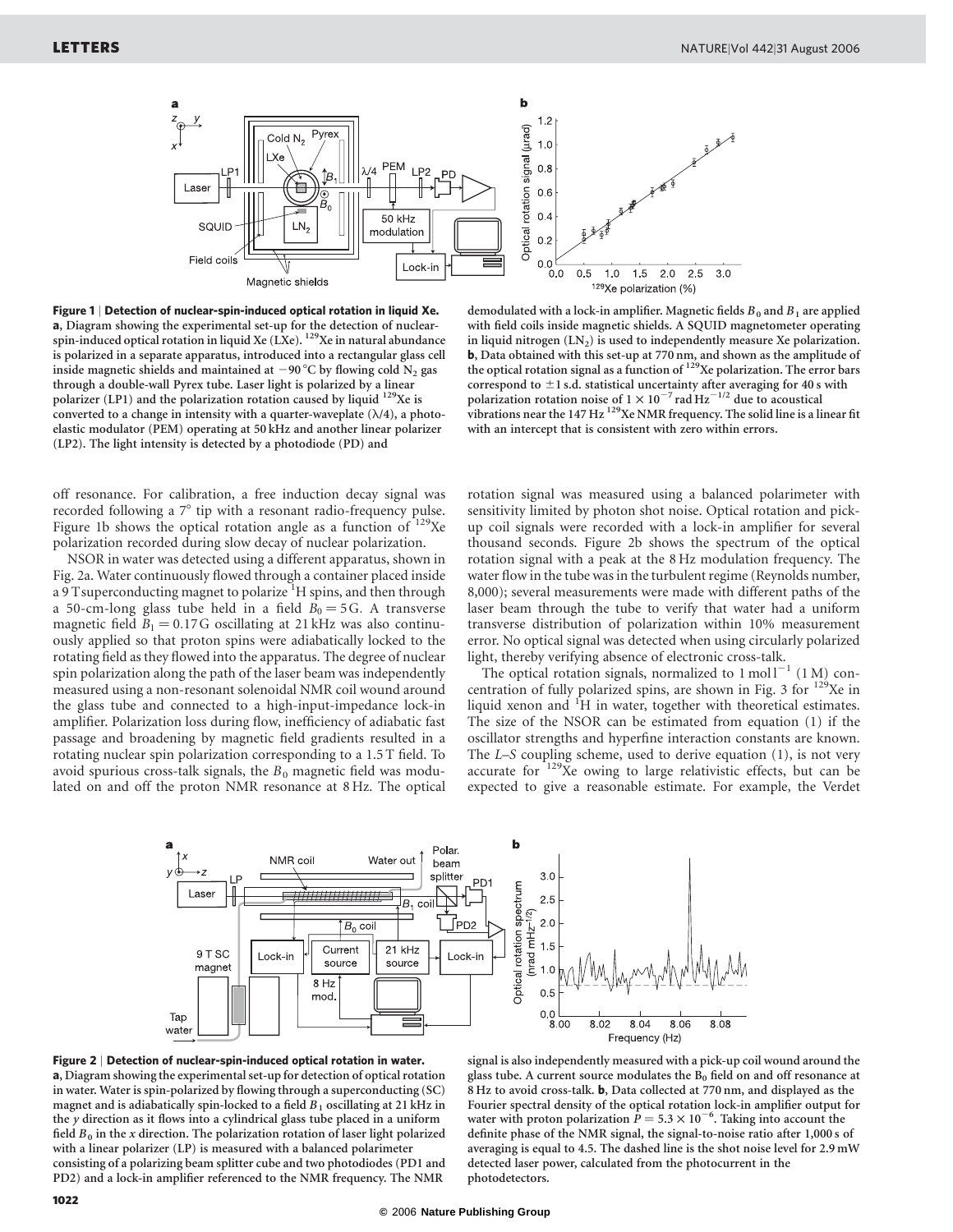**Figure 1 | Detection of nuclear-spin-induced optical rotation in liquid Xe.** **a**, Diagram showing the experimental set-up for the detection of nuclear-spin-induced optical rotation in liquid Xe (LXe). $^{129}$Xe in natural abundance is polarized in a separate apparatus, introduced into a rectangular glass cell inside magnetic shields and maintained at −90 °C by flowing cold $N_2$ gas through a double-wall Pyrex tube. Laser light is polarized by a linear polarizer (LP1) and the polarization rotation caused by liquid $^{129}$Xe is converted to a change in intensity with a quarter-waveplate ($\lambda/4$), a photoelastic modulator (PEM) operating at 50 kHz and another linear polarizer (LP2). The light intensity is detected by a photodiode (PD) and demodulated with a lock-in amplifier. Magnetic fields $B_0$ and $B_1$ are applied with field coils inside magnetic shields. A SQUID magnetometer operating in liquid nitrogen ($LN_2$) is used to independently measure Xe polarization. **b**, Data obtained with this set-up at 770 nm, and shown as the amplitude of the optical rotation signal as a function of $^{129}$Xe polarization. The error bars correspond to ±1 s.d. statistical uncertainty after averaging for 40 s with polarization rotation noise of $1 \times 10^{-7}$ rad Hz$^{-1/2}$ due to acoustical vibrations near the 147 Hz $^{129}$Xe NMR frequency. The solid line is a linear fit with an intercept that is consistent with zero within errors.

off resonance. For calibration, a free induction decay signal was recorded following a 7° tip with a resonant radio-frequency pulse. Figure 1b shows the optical rotation angle as a function of $^{129}$Xe polarization recorded during slow decay of nuclear polarization.

NSOR in water was detected using a different apparatus, shown in Fig. 2a. Water continuously flowed through a container placed inside a 9 T superconducting magnet to polarize $^1$H spins, and then through a 50-cm-long glass tube held in a field $B_0 = 5$ G. A transverse magnetic field $B_1 = 0.17$ G oscillating at 21 kHz was also continuously applied so that proton spins were adiabatically locked to the rotating field as they flowed into the apparatus. The degree of nuclear spin polarization along the path of the laser beam was independently measured using a non-resonant solenoidal NMR coil wound around the glass tube and connected to a high-input-impedance lock-in amplifier. Polarization loss during flow, inefficiency of adiabatic fast passage and broadening by magnetic field gradients resulted in a rotating nuclear spin polarization corresponding to a 1.5 T field. To avoid spurious cross-talk signals, the $B_0$ magnetic field was modulated on and off the proton NMR resonance at 8 Hz. The optical rotation signal was measured using a balanced polarimeter with sensitivity limited by photon shot noise. Optical rotation and pick-up coil signals were recorded with a lock-in amplifier for several thousand seconds. Figure 2b shows the spectrum of the optical rotation signal with a peak at the 8 Hz modulation frequency. The water flow in the tube was in the turbulent regime (Reynolds number, 8,000); several measurements were made with different paths of the laser beam through the tube to verify that water had a uniform transverse distribution of polarization within 10% measurement error. No optical signal was detected when using circularly polarized light, thereby verifying absence of electronic cross-talk.

The optical rotation signals, normalized to 1 mol l$^{-1}$ (1 M) concentration of fully polarized spins, are shown in Fig. 3 for $^{129}$Xe in liquid xenon and $^1$H in water, together with theoretical estimates. The size of the NSOR can be estimated from equation (1) if the oscillator strengths and hyperfine interaction constants are known. The $L$–$S$ coupling scheme, used to derive equation (1), is not very accurate for $^{129}$Xe owing to large relativistic effects, but can be expected to give a reasonable estimate. For example, the Verdet

**Figure 2 | Detection of nuclear-spin-induced optical rotation in water.** **a**, Diagram showing the experimental set-up for detection of optical rotation in water. Water is spin-polarized by flowing through a superconducting (SC) magnet and is adiabatically spin-locked to a field $B_1$ oscillating at 21 kHz in the $y$ direction as it flows into a cylindrical glass tube placed in a uniform field $B_0$ in the $x$ direction. The polarization rotation of laser light polarized with a linear polarizer (LP) is measured with a balanced polarimeter consisting of a polarizing beam splitter cube and two photodiodes (PD1 and PD2) and a lock-in amplifier referenced to the NMR frequency. The NMR signal is also independently measured with a pick-up coil wound around the glass tube. A current source modulates the $B_0$ field on and off resonance at 8 Hz to avoid cross-talk. **b**, Data collected at 770 nm, and displayed as the Fourier spectral density of the optical rotation lock-in amplifier output for water with proton polarization $P = 5.3 \times 10^{-6}$. Taking into account the definite phase of the NMR signal, the signal-to-noise ratio after 1,000 s of averaging is equal to 4.5. The dashed line is the shot noise level for 2.9 mW detected laser power, calculated from the photocurrent in the photodetectors.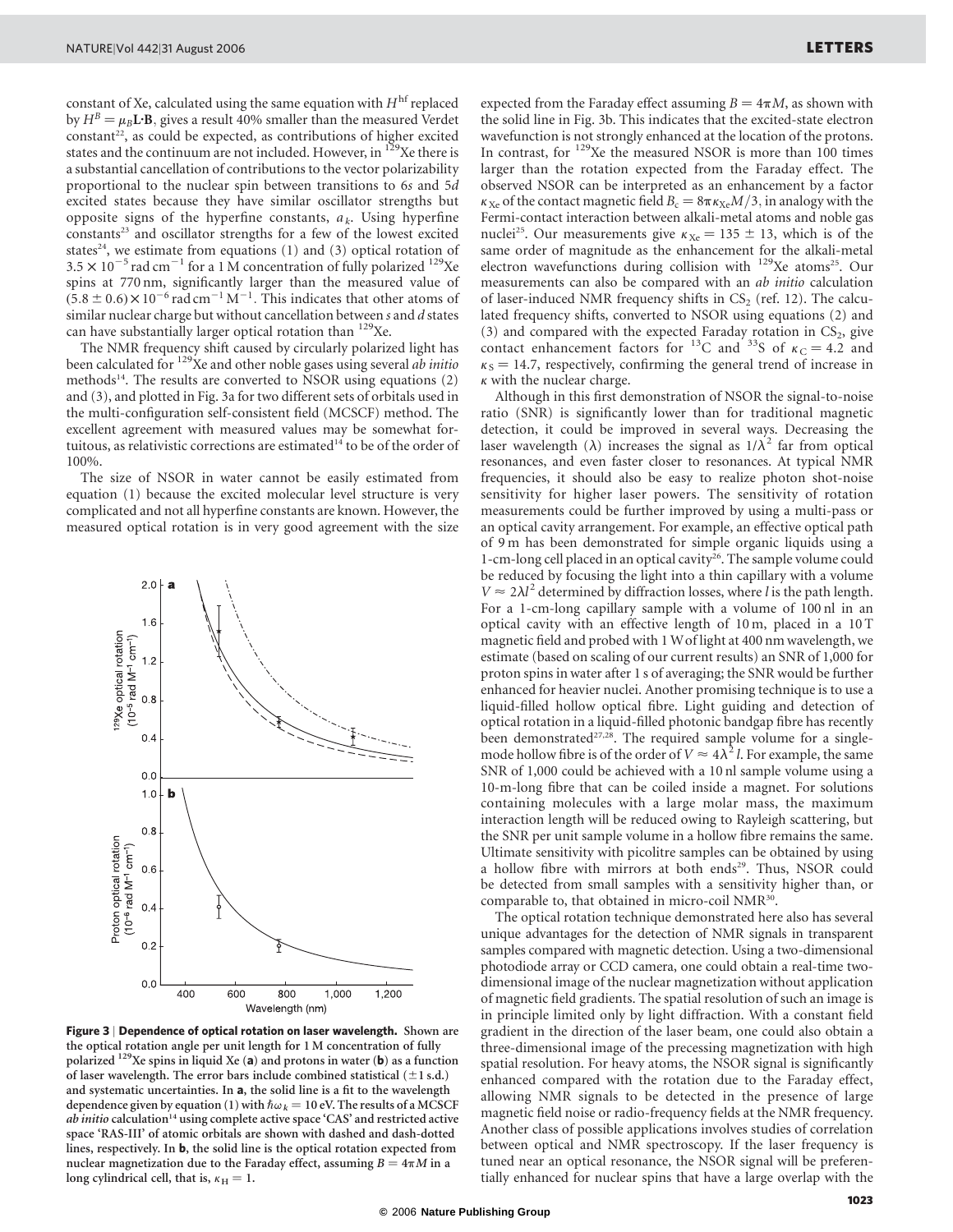constant of Xe, calculated using the same equation with $H^{\mathrm{hf}}$ replaced by $H^B = \mu_B \mathbf{L}\cdot\mathbf{B}$, gives a result 40% smaller than the measured Verdet constant[22], as could be expected, as contributions of higher excited states and the continuum are not included. However, in $^{129}$Xe there is a substantial cancellation of contributions to the vector polarizability proportional to the nuclear spin between transitions to 6*s* and 5*d* excited states because they have similar oscillator strengths but opposite signs of the hyperfine constants, $a_k$. Using hyperfine constants[23] and oscillator strengths for a few of the lowest excited states[24], we estimate from equations (1) and (3) optical rotation of $3.5 \times 10^{-5}$ rad cm$^{-1}$ for a 1 M concentration of fully polarized $^{129}$Xe spins at 770 nm, significantly larger than the measured value of $(5.8 \pm 0.6) \times 10^{-6}$ rad cm$^{-1}$ M$^{-1}$. This indicates that other atoms of similar nuclear charge but without cancellation between *s* and *d* states can have substantially larger optical rotation than $^{129}$Xe.

The NMR frequency shift caused by circularly polarized light has been calculated for $^{129}$Xe and other noble gases using several *ab initio* methods[14]. The results are converted to NSOR using equations (2) and (3), and plotted in Fig. 3a for two different sets of orbitals used in the multi-configuration self-consistent field (MCSCF) method. The excellent agreement with measured values may be somewhat fortuitous, as relativistic corrections are estimated[14] to be of the order of 100%.

The size of NSOR in water cannot be easily estimated from equation (1) because the excited molecular level structure is very complicated and not all hyperfine constants are known. However, the measured optical rotation is in very good agreement with the size expected from the Faraday effect assuming $B = 4\pi M$, as shown with the solid line in Fig. 3b. This indicates that the excited-state electron wavefunction is not strongly enhanced at the location of the protons. In contrast, for $^{129}$Xe the measured NSOR is more than 100 times larger than the rotation expected from the Faraday effect. The observed NSOR can be interpreted as an enhancement by a factor $\kappa_{\mathrm{Xe}}$ of the contact magnetic field $B_c = 8\pi\kappa_{\mathrm{Xe}}M/3$, in analogy with the Fermi-contact interaction between alkali-metal atoms and noble gas nuclei[25]. Our measurements give $\kappa_{\mathrm{Xe}} = 135 \pm 13$, which is of the same order of magnitude as the enhancement for the alkali-metal electron wavefunctions during collision with $^{129}$Xe atoms[25]. Our measurements can also be compared with an *ab initio* calculation of laser-induced NMR frequency shifts in $CS_2$ (ref. 12). The calculated frequency shifts, converted to NSOR using equations (2) and (3) and compared with the expected Faraday rotation in $CS_2$, give contact enhancement factors for $^{13}$C and $^{33}$S of $\kappa_{\mathrm{C}} = 4.2$ and $\kappa_{\mathrm{S}} = 14.7$, respectively, confirming the general trend of increase in $\kappa$ with the nuclear charge.

Although in this first demonstration of NSOR the signal-to-noise ratio (SNR) is significantly lower than for traditional magnetic detection, it could be improved in several ways. Decreasing the laser wavelength ($\lambda$) increases the signal as $1/\lambda^2$ far from optical resonances, and even faster closer to resonances. At typical NMR frequencies, it should also be easy to realize photon shot-noise sensitivity for higher laser powers. The sensitivity of rotation measurements could be further improved by using a multi-pass or an optical cavity arrangement. For example, an effective optical path of 9 m has been demonstrated for simple organic liquids using a 1-cm-long cell placed in an optical cavity[26]. The sample volume could be reduced by focusing the light into a thin capillary with a volume $V \approx 2\lambda l^2$ determined by diffraction losses, where $l$ is the path length. For a 1-cm-long capillary sample with a volume of 100 nl in an optical cavity with an effective length of 10 m, placed in a 10 T magnetic field and probed with 1 W of light at 400 nm wavelength, we estimate (based on scaling of our current results) an SNR of 1,000 for proton spins in water after 1 s of averaging; the SNR would be further enhanced for heavier nuclei. Another promising technique is to use a liquid-filled hollow optical fibre. Light guiding and detection of optical rotation in a liquid-filled photonic bandgap fibre has recently been demonstrated[27,28]. The required sample volume for a single-mode hollow fibre is of the order of $V \approx 4\lambda^2 l$. For example, the same SNR of 1,000 could be achieved with a 10 nl sample volume using a 10-m-long fibre that can be coiled inside a magnet. For solutions containing molecules with a large molar mass, the maximum interaction length will be reduced owing to Rayleigh scattering, but the SNR per unit sample volume in a hollow fibre remains the same. Ultimate sensitivity with picolitre samples can be obtained by using a hollow fibre with mirrors at both ends[29]. Thus, NSOR could be detected from small samples with a sensitivity higher than, or comparable to, that obtained in micro-coil NMR[30].

The optical rotation technique demonstrated here also has several unique advantages for the detection of NMR signals in transparent samples compared with magnetic detection. Using a two-dimensional photodiode array or CCD camera, one could obtain a real-time two-dimensional image of the nuclear magnetization without application of magnetic field gradients. The spatial resolution of such an image is in principle limited only by light diffraction. With a constant field gradient in the direction of the laser beam, one could also obtain a three-dimensional image of the precessing magnetization with high spatial resolution. For heavy atoms, the NSOR signal is significantly enhanced compared with the rotation due to the Faraday effect, allowing NMR signals to be detected in the presence of large magnetic field noise or radio-frequency fields at the NMR frequency. Another class of possible applications involves studies of correlation between optical and NMR spectroscopy. If the laser frequency is tuned near an optical resonance, the NSOR signal will be preferentially enhanced for nuclear spins that have a large overlap with the

**Figure 3 | Dependence of optical rotation on laser wavelength.** Shown are the optical rotation angle per unit length for 1 M concentration of fully polarized $^{129}$Xe spins in liquid Xe (**a**) and protons in water (**b**) as a function of laser wavelength. The error bars include combined statistical ($\pm$1 s.d.) and systematic uncertainties. In **a**, the solid line is a fit to the wavelength dependence given by equation (1) with $\hbar\omega_k = 10$ eV. The results of a MCSCF *ab initio* calculation[14] using complete active space 'CAS' and restricted active space 'RAS-III' of atomic orbitals are shown with dashed and dash-dotted lines, respectively. In **b**, the solid line is the optical rotation expected from nuclear magnetization due to the Faraday effect, assuming $B = 4\pi M$ in a long cylindrical cell, that is, $\kappa_{\mathrm{H}} = 1$.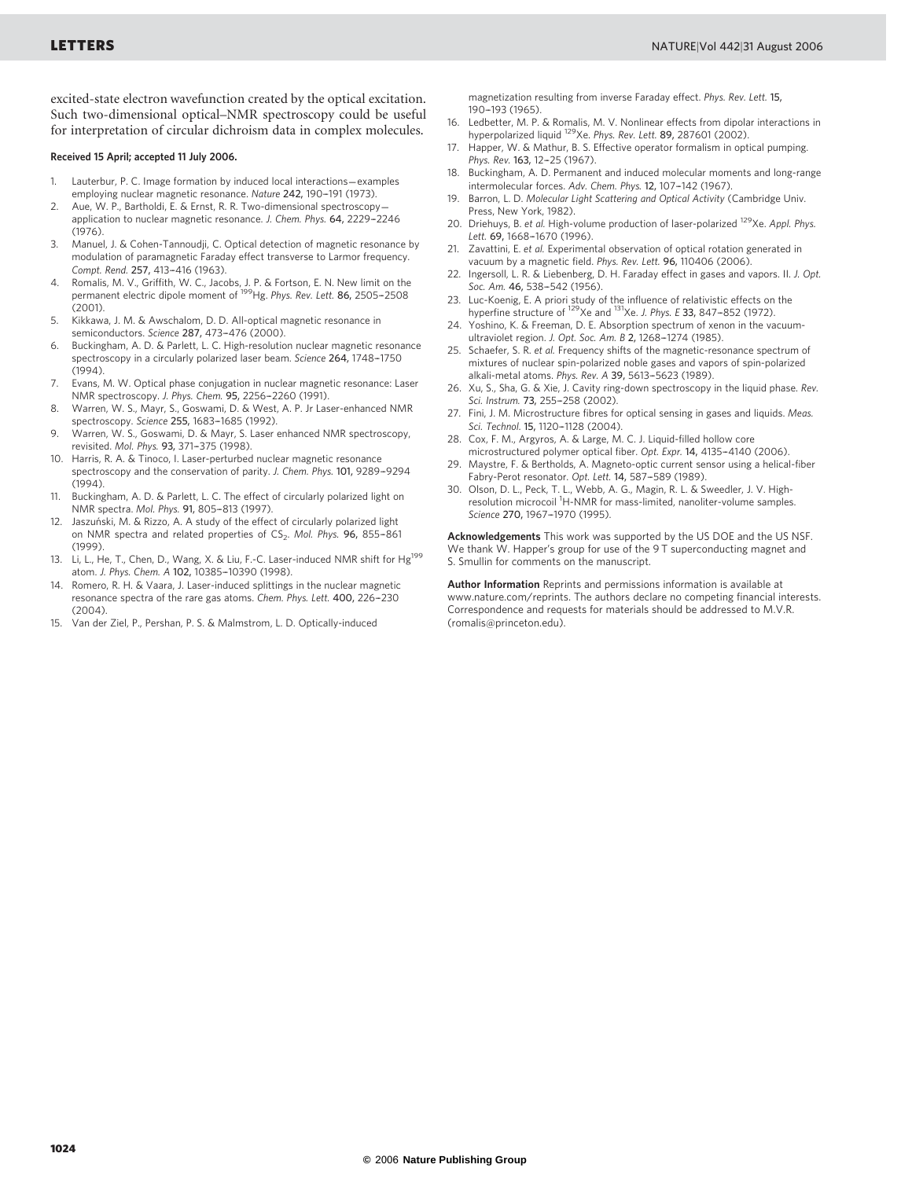excited-state electron wavefunction created by the optical excitation. Such two-dimensional optical–NMR spectroscopy could be useful for interpretation of circular dichroism data in complex molecules.

**Received 15 April; accepted 11 July 2006.**

1. Lauterbur, P. C. Image formation by induced local interactions—examples employing nuclear magnetic resonance. *Nature* **242,** 190–191 (1973).
2. Aue, W. P., Bartholdi, E. & Ernst, R. R. Two-dimensional spectroscopy—application to nuclear magnetic resonance. *J. Chem. Phys.* **64,** 2229–2246 (1976).
3. Manuel, J. & Cohen-Tannoudji, C. Optical detection of magnetic resonance by modulation of paramagnetic Faraday effect transverse to Larmor frequency. *Compt. Rend.* **257,** 413–416 (1963).
4. Romalis, M. V., Griffith, W. C., Jacobs, J. P. & Fortson, E. N. New limit on the permanent electric dipole moment of $^{199}$Hg. *Phys. Rev. Lett.* **86,** 2505–2508 (2001).
5. Kikkawa, J. M. & Awschalom, D. D. All-optical magnetic resonance in semiconductors. *Science* **287,** 473–476 (2000).
6. Buckingham, A. D. & Parlett, L. C. High-resolution nuclear magnetic resonance spectroscopy in a circularly polarized laser beam. *Science* **264,** 1748–1750 (1994).
7. Evans, M. W. Optical phase conjugation in nuclear magnetic resonance: Laser NMR spectroscopy. *J. Phys. Chem.* **95,** 2256–2260 (1991).
8. Warren, W. S., Mayr, S., Goswami, D. & West, A. P. Jr Laser-enhanced NMR spectroscopy. *Science* **255,** 1683–1685 (1992).
9. Warren, W. S., Goswami, D. & Mayr, S. Laser enhanced NMR spectroscopy, revisited. *Mol. Phys.* **93,** 371–375 (1998).
10. Harris, R. A. & Tinoco, I. Laser-perturbed nuclear magnetic resonance spectroscopy and the conservation of parity. *J. Chem. Phys.* **101,** 9289–9294 (1994).
11. Buckingham, A. D. & Parlett, L. C. The effect of circularly polarized light on NMR spectra. *Mol. Phys.* **91,** 805–813 (1997).
12. Jaszuński, M. & Rizzo, A. A study of the effect of circularly polarized light on NMR spectra and related properties of $CS_2$. *Mol. Phys.* **96,** 855–861 (1999).
13. Li, L., He, T., Chen, D., Wang, X. & Liu, F.-C. Laser-induced NMR shift for Hg$^{199}$ atom. *J. Phys. Chem. A* **102,** 10385–10390 (1998).
14. Romero, R. H. & Vaara, J. Laser-induced splittings in the nuclear magnetic resonance spectra of the rare gas atoms. *Chem. Phys. Lett.* **400,** 226–230 (2004).
15. Van der Ziel, P., Pershan, P. S. & Malmstrom, L. D. Optically-induced magnetization resulting from inverse Faraday effect. *Phys. Rev. Lett.* **15,** 190–193 (1965).
16. Ledbetter, M. P. & Romalis, M. V. Nonlinear effects from dipolar interactions in hyperpolarized liquid $^{129}$Xe. *Phys. Rev. Lett.* **89,** 287601 (2002).
17. Happer, W. & Mathur, B. S. Effective operator formalism in optical pumping. *Phys. Rev.* **163,** 12–25 (1967).
18. Buckingham, A. D. Permanent and induced molecular moments and long-range intermolecular forces. *Adv. Chem. Phys.* **12,** 107–142 (1967).
19. Barron, L. D. *Molecular Light Scattering and Optical Activity* (Cambridge Univ. Press, New York, 1982).
20. Driehuys, B. *et al.* High-volume production of laser-polarized $^{129}$Xe. *Appl. Phys. Lett.* **69,** 1668–1670 (1996).
21. Zavattini, E. *et al.* Experimental observation of optical rotation generated in vacuum by a magnetic field. *Phys. Rev. Lett.* **96,** 110406 (2006).
22. Ingersoll, L. R. & Liebenberg, D. H. Faraday effect in gases and vapors. II. *J. Opt. Soc. Am.* **46,** 538–542 (1956).
23. Luc-Koenig, E. A priori study of the influence of relativistic effects on the hyperfine structure of $^{129}$Xe and $^{131}$Xe. *J. Phys. E* **33,** 847–852 (1972).
24. Yoshino, K. & Freeman, D. E. Absorption spectrum of xenon in the vacuum-ultraviolet region. *J. Opt. Soc. Am. B* **2,** 1268–1274 (1985).
25. Schaefer, S. R. *et al.* Frequency shifts of the magnetic-resonance spectrum of mixtures of nuclear spin-polarized noble gases and vapors of spin-polarized alkali-metal atoms. *Phys. Rev. A* **39,** 5613–5623 (1989).
26. Xu, S., Sha, G. & Xie, J. Cavity ring-down spectroscopy in the liquid phase. *Rev. Sci. Instrum.* **73,** 255–258 (2002).
27. Fini, J. M. Microstructure fibres for optical sensing in gases and liquids. *Meas. Sci. Technol.* **15,** 1120–1128 (2004).
28. Cox, F. M., Argyros, A. & Large, M. C. J. Liquid-filled hollow core microstructured polymer optical fiber. *Opt. Expr.* **14,** 4135–4140 (2006).
29. Maystre, F. & Bertholds, A. Magneto-optic current sensor using a helical-fiber Fabry-Perot resonator. *Opt. Lett.* **14,** 587–589 (1989).
30. Olson, D. L., Peck, T. L., Webb, A. G., Magin, R. L. & Sweedler, J. V. High-resolution microcoil $^{1}$H-NMR for mass-limited, nanoliter-volume samples. *Science* **270,** 1967–1970 (1995).

**Acknowledgements** This work was supported by the US DOE and the US NSF. We thank W. Happer's group for use of the 9 T superconducting magnet and S. Smullin for comments on the manuscript.

**Author Information** Reprints and permissions information is available at www.nature.com/reprints. The authors declare no competing financial interests. Correspondence and requests for materials should be addressed to M.V.R. (romalis@princeton.edu).